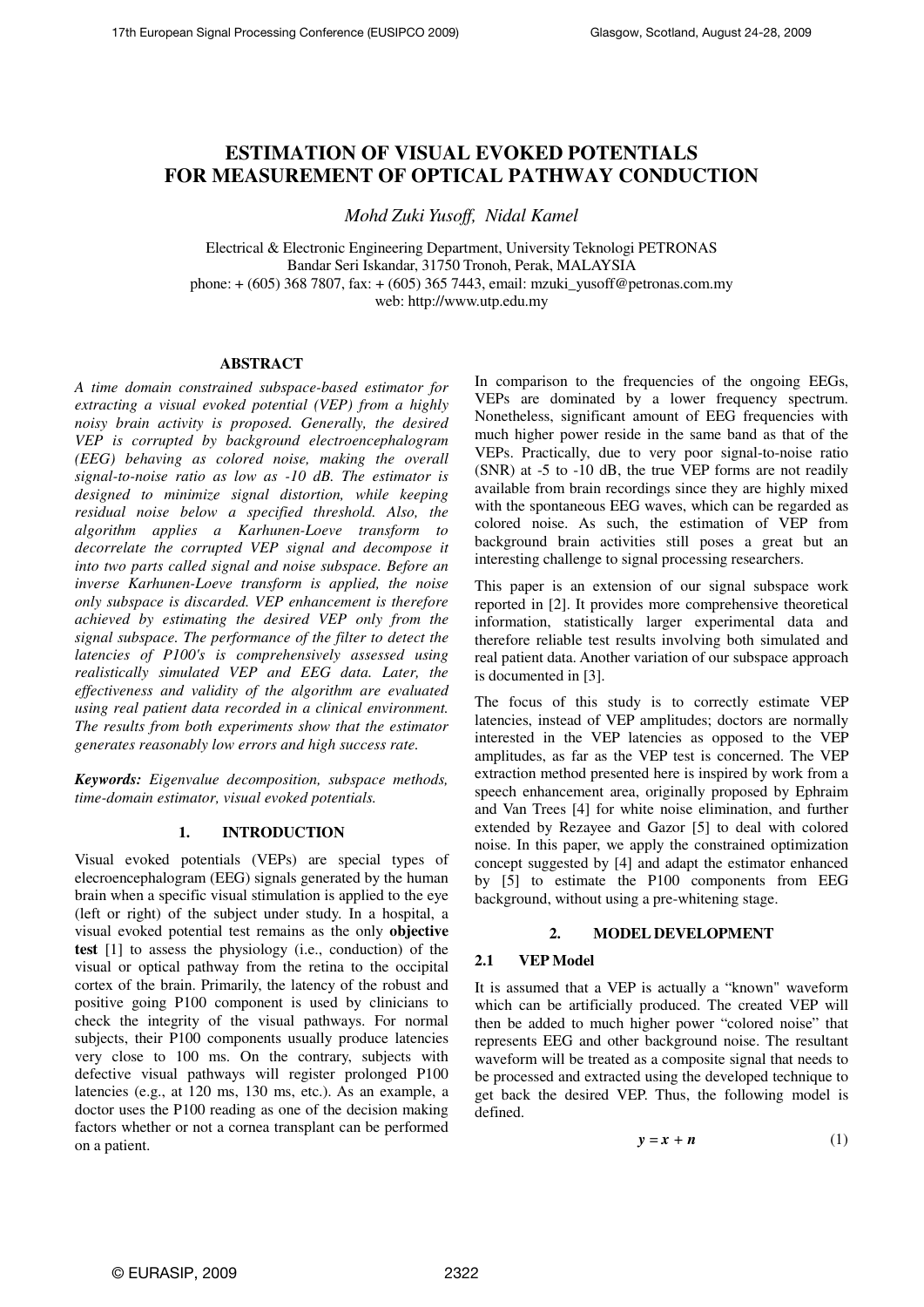# ESTIMATION OF VISUAL EVOKED POTENTIALS FOR MEASUREMENT OF OPTICAL PATHWAY CONDUCTION

*Mohd Zuki Yusoff, Nidal Kamel*

Electrical & Electronic Engineering Department, University Teknologi PETRONAS
Bandar Seri Iskandar, 31750 Tronoh, Perak, MALAYSIA
phone: + (605) 368 7807, fax: + (605) 365 7443, email: mzuki_yusoff@petronas.com.my
web: http://www.utp.edu.my

## ABSTRACT

*A time domain constrained subspace-based estimator for extracting a visual evoked potential (VEP) from a highly noisy brain activity is proposed. Generally, the desired VEP is corrupted by background electroencephalogram (EEG) behaving as colored noise, making the overall signal-to-noise ratio as low as -10 dB. The estimator is designed to minimize signal distortion, while keeping residual noise below a specified threshold. Also, the algorithm applies a Karhunen-Loeve transform to decorrelate the corrupted VEP signal and decompose it into two parts called signal and noise subspace. Before an inverse Karhunen-Loeve transform is applied, the noise only subspace is discarded. VEP enhancement is therefore achieved by estimating the desired VEP only from the signal subspace. The performance of the filter to detect the latencies of P100's is comprehensively assessed using realistically simulated VEP and EEG data. Later, the effectiveness and validity of the algorithm are evaluated using real patient data recorded in a clinical environment. The results from both experiments show that the estimator generates reasonably low errors and high success rate.*

***Keywords:*** *Eigenvalue decomposition, subspace methods, time-domain estimator, visual evoked potentials.*

## 1. INTRODUCTION

Visual evoked potentials (VEPs) are special types of elecroencephalogram (EEG) signals generated by the human brain when a specific visual stimulation is applied to the eye (left or right) of the subject under study. In a hospital, a visual evoked potential test remains as the only **objective test** [1] to assess the physiology (i.e., conduction) of the visual or optical pathway from the retina to the occipital cortex of the brain. Primarily, the latency of the robust and positive going P100 component is used by clinicians to check the integrity of the visual pathways. For normal subjects, their P100 components usually produce latencies very close to 100 ms. On the contrary, subjects with defective visual pathways will register prolonged P100 latencies (e.g., at 120 ms, 130 ms, etc.). As an example, a doctor uses the P100 reading as one of the decision making factors whether or not a cornea transplant can be performed on a patient.

In comparison to the frequencies of the ongoing EEGs, VEPs are dominated by a lower frequency spectrum. Nonetheless, significant amount of EEG frequencies with much higher power reside in the same band as that of the VEPs. Practically, due to very poor signal-to-noise ratio (SNR) at -5 to -10 dB, the true VEP forms are not readily available from brain recordings since they are highly mixed with the spontaneous EEG waves, which can be regarded as colored noise. As such, the estimation of VEP from background brain activities still poses a great but an interesting challenge to signal processing researchers.

This paper is an extension of our signal subspace work reported in [2]. It provides more comprehensive theoretical information, statistically larger experimental data and therefore reliable test results involving both simulated and real patient data. Another variation of our subspace approach is documented in [3].

The focus of this study is to correctly estimate VEP latencies, instead of VEP amplitudes; doctors are normally interested in the VEP latencies as opposed to the VEP amplitudes, as far as the VEP test is concerned. The VEP extraction method presented here is inspired by work from a speech enhancement area, originally proposed by Ephraim and Van Trees [4] for white noise elimination, and further extended by Rezayee and Gazor [5] to deal with colored noise. In this paper, we apply the constrained optimization concept suggested by [4] and adapt the estimator enhanced by [5] to estimate the P100 components from EEG background, without using a pre-whitening stage.

## 2. MODEL DEVELOPMENT

### 2.1 VEP Model

It is assumed that a VEP is actually a "known" waveform which can be artificially produced. The created VEP will then be added to much higher power "colored noise" that represents EEG and other background noise. The resultant waveform will be treated as a composite signal that needs to be processed and extracted using the developed technique to get back the desired VEP. Thus, the following model is defined.

$$\boldsymbol{y} = \boldsymbol{x} + \boldsymbol{n} \tag{1}$$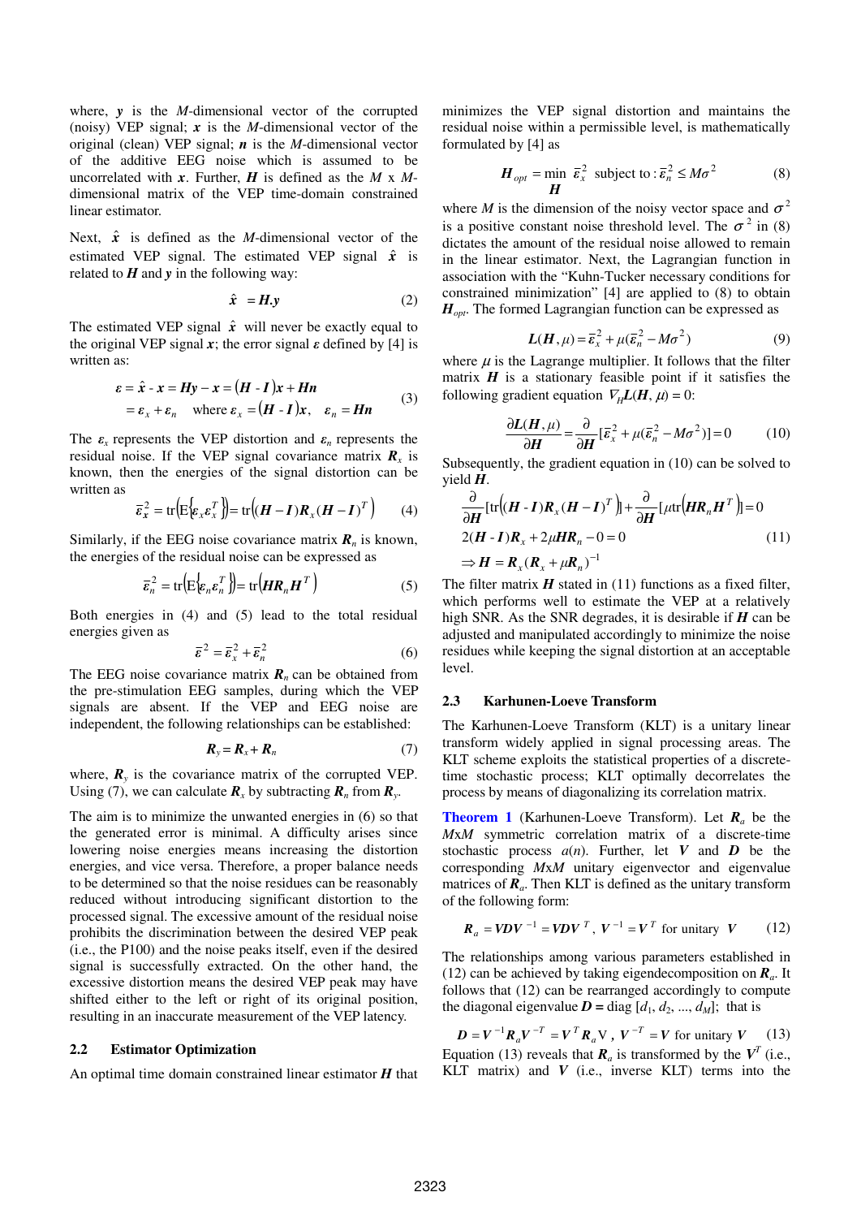where, $\boldsymbol{y}$ is the $M$-dimensional vector of the corrupted (noisy) VEP signal; $\boldsymbol{x}$ is the $M$-dimensional vector of the original (clean) VEP signal; $\boldsymbol{n}$ is the $M$-dimensional vector of the additive EEG noise which is assumed to be uncorrelated with $\boldsymbol{x}$. Further, $\boldsymbol{H}$ is defined as the $M$ x $M$-dimensional matrix of the VEP time-domain constrained linear estimator.

Next, $\hat{\boldsymbol{x}}$ is defined as the $M$-dimensional vector of the estimated VEP signal. The estimated VEP signal $\hat{\boldsymbol{x}}$ is related to $\boldsymbol{H}$ and $\boldsymbol{y}$ in the following way:

$$\hat{\boldsymbol{x}} = \boldsymbol{H}.\boldsymbol{y} \tag{2}$$

The estimated VEP signal $\hat{\boldsymbol{x}}$ will never be exactly equal to the original VEP signal $\boldsymbol{x}$; the error signal $\boldsymbol{\varepsilon}$ defined by [4] is written as:

$$\begin{aligned}\boldsymbol{\varepsilon} &= \hat{\boldsymbol{x}} - \boldsymbol{x} = \boldsymbol{Hy} - \boldsymbol{x} = (\boldsymbol{H} - \boldsymbol{I})\boldsymbol{x} + \boldsymbol{Hn} \\ &= \boldsymbol{\varepsilon}_x + \boldsymbol{\varepsilon}_n \quad \text{where } \boldsymbol{\varepsilon}_x = (\boldsymbol{H} - \boldsymbol{I})\boldsymbol{x}, \quad \boldsymbol{\varepsilon}_n = \boldsymbol{Hn}\end{aligned} \tag{3}$$

The $\boldsymbol{\varepsilon}_x$ represents the VEP distortion and $\boldsymbol{\varepsilon}_n$ represents the residual noise. If the VEP signal covariance matrix $\boldsymbol{R}_x$ is known, then the energies of the signal distortion can be written as

$$\bar{\boldsymbol{\varepsilon}}_x^2 = \operatorname{tr}\left(\mathrm{E}\{\boldsymbol{\varepsilon}_x \boldsymbol{\varepsilon}_x^T\}\right) = \operatorname{tr}\left((\boldsymbol{H} - \boldsymbol{I})\boldsymbol{R}_x(\boldsymbol{H} - \boldsymbol{I})^T\right) \tag{4}$$

Similarly, if the EEG noise covariance matrix $\boldsymbol{R}_n$ is known, the energies of the residual noise can be expressed as

$$\bar{\boldsymbol{\varepsilon}}_n^2 = \operatorname{tr}\left(\mathrm{E}\{\boldsymbol{\varepsilon}_n \boldsymbol{\varepsilon}_n^T\}\right) = \operatorname{tr}\left(\boldsymbol{H}\boldsymbol{R}_n\boldsymbol{H}^T\right) \tag{5}$$

Both energies in (4) and (5) lead to the total residual energies given as

$$\bar{\boldsymbol{\varepsilon}}^2 = \bar{\boldsymbol{\varepsilon}}_x^2 + \bar{\boldsymbol{\varepsilon}}_n^2 \tag{6}$$

The EEG noise covariance matrix $\boldsymbol{R}_n$ can be obtained from the pre-stimulation EEG samples, during which the VEP signals are absent. If the VEP and EEG noise are independent, the following relationships can be established:

$$\boldsymbol{R}_y = \boldsymbol{R}_x + \boldsymbol{R}_n \tag{7}$$

where, $\boldsymbol{R}_y$ is the covariance matrix of the corrupted VEP. Using (7), we can calculate $\boldsymbol{R}_x$ by subtracting $\boldsymbol{R}_n$ from $\boldsymbol{R}_y$.

The aim is to minimize the unwanted energies in (6) so that the generated error is minimal. A difficulty arises since lowering noise energies means increasing the distortion energies, and vice versa. Therefore, a proper balance needs to be determined so that the noise residues can be reasonably reduced without introducing significant distortion to the processed signal. The excessive amount of the residual noise prohibits the discrimination between the desired VEP peak (i.e., the P100) and the noise peaks itself, even if the desired signal is successfully extracted. On the other hand, the excessive distortion means the desired VEP peak may have shifted either to the left or right of its original position, resulting in an inaccurate measurement of the VEP latency.

### 2.2 Estimator Optimization

An optimal time domain constrained linear estimator $\boldsymbol{H}$ that minimizes the VEP signal distortion and maintains the residual noise within a permissible level, is mathematically formulated by [4] as

$$\boldsymbol{H}_{opt} = \min_{\boldsymbol{H}} \ \bar{\boldsymbol{\varepsilon}}_x^2 \ \text{ subject to} : \bar{\boldsymbol{\varepsilon}}_n^2 \leq M\sigma^2 \tag{8}$$

where $M$ is the dimension of the noisy vector space and $\sigma^2$ is a positive constant noise threshold level. The $\sigma^2$ in (8) dictates the amount of the residual noise allowed to remain in the linear estimator. Next, the Lagrangian function in association with the "Kuhn-Tucker necessary conditions for constrained minimization" [4] are applied to (8) to obtain $\boldsymbol{H}_{opt}$. The formed Lagrangian function can be expressed as

$$\boldsymbol{L}(\boldsymbol{H}, \mu) = \bar{\boldsymbol{\varepsilon}}_x^2 + \mu(\bar{\boldsymbol{\varepsilon}}_n^2 - M\sigma^2) \tag{9}$$

where $\mu$ is the Lagrange multiplier. It follows that the filter matrix $\boldsymbol{H}$ is a stationary feasible point if it satisfies the following gradient equation $\nabla_H \boldsymbol{L}(\boldsymbol{H}, \mu) = 0$:

$$\frac{\partial \boldsymbol{L}(\boldsymbol{H}, \mu)}{\partial \boldsymbol{H}} = \frac{\partial}{\partial \boldsymbol{H}}[\bar{\boldsymbol{\varepsilon}}_x^2 + \mu(\bar{\boldsymbol{\varepsilon}}_n^2 - M\sigma^2)] = 0 \tag{10}$$

Subsequently, the gradient equation in (10) can be solved to yield $\boldsymbol{H}$.

$$\begin{aligned}&\frac{\partial}{\partial \boldsymbol{H}}[\operatorname{tr}\left((\boldsymbol{H} - \boldsymbol{I})\boldsymbol{R}_x(\boldsymbol{H} - \boldsymbol{I})^T\right)] + \frac{\partial}{\partial \boldsymbol{H}}[\mu \operatorname{tr}\left(\boldsymbol{H}\boldsymbol{R}_n\boldsymbol{H}^T\right)] = 0 \\ &2(\boldsymbol{H} - \boldsymbol{I})\boldsymbol{R}_x + 2\mu\boldsymbol{H}\boldsymbol{R}_n - 0 = 0 \\ &\Rightarrow \boldsymbol{H} = \boldsymbol{R}_x(\boldsymbol{R}_x + \mu\boldsymbol{R}_n)^{-1}\end{aligned} \tag{11}$$

The filter matrix $\boldsymbol{H}$ stated in (11) functions as a fixed filter, which performs well to estimate the VEP at a relatively high SNR. As the SNR degrades, it is desirable if $\boldsymbol{H}$ can be adjusted and manipulated accordingly to minimize the noise residues while keeping the signal distortion at an acceptable level.

### 2.3 Karhunen-Loeve Transform

The Karhunen-Loeve Transform (KLT) is a unitary linear transform widely applied in signal processing areas. The KLT scheme exploits the statistical properties of a discrete-time stochastic process; KLT optimally decorrelates the process by means of diagonalizing its correlation matrix.

**Theorem 1** (Karhunen-Loeve Transform). Let $\boldsymbol{R}_a$ be the $M$x$M$ symmetric correlation matrix of a discrete-time stochastic process $a(n)$. Further, let $\boldsymbol{V}$ and $\boldsymbol{D}$ be the corresponding $M$x$M$ unitary eigenvector and eigenvalue matrices of $\boldsymbol{R}_a$. Then KLT is defined as the unitary transform of the following form:

$$\boldsymbol{R}_a = \boldsymbol{V}\boldsymbol{D}\boldsymbol{V}^{-1} = \boldsymbol{V}\boldsymbol{D}\boldsymbol{V}^T, \ \boldsymbol{V}^{-1} = \boldsymbol{V}^T \ \text{ for unitary } \ \boldsymbol{V} \tag{12}$$

The relationships among various parameters established in (12) can be achieved by taking eigendecomposition on $\boldsymbol{R}_a$. It follows that (12) can be rearranged accordingly to compute the diagonal eigenvalue $\boldsymbol{D} = \operatorname{diag}[d_1, d_2, ..., d_M]$; that is

$$\boldsymbol{D} = \boldsymbol{V}^{-1}\boldsymbol{R}_a\boldsymbol{V}^{-T} = \boldsymbol{V}^T\boldsymbol{R}_a\mathrm{V}, \ \boldsymbol{V}^{-T} = \boldsymbol{V} \ \text{ for unitary } \ \boldsymbol{V} \tag{13}$$

Equation (13) reveals that $\boldsymbol{R}_a$ is transformed by the $\boldsymbol{V}^T$ (i.e., KLT matrix) and $\boldsymbol{V}$ (i.e., inverse KLT) terms into the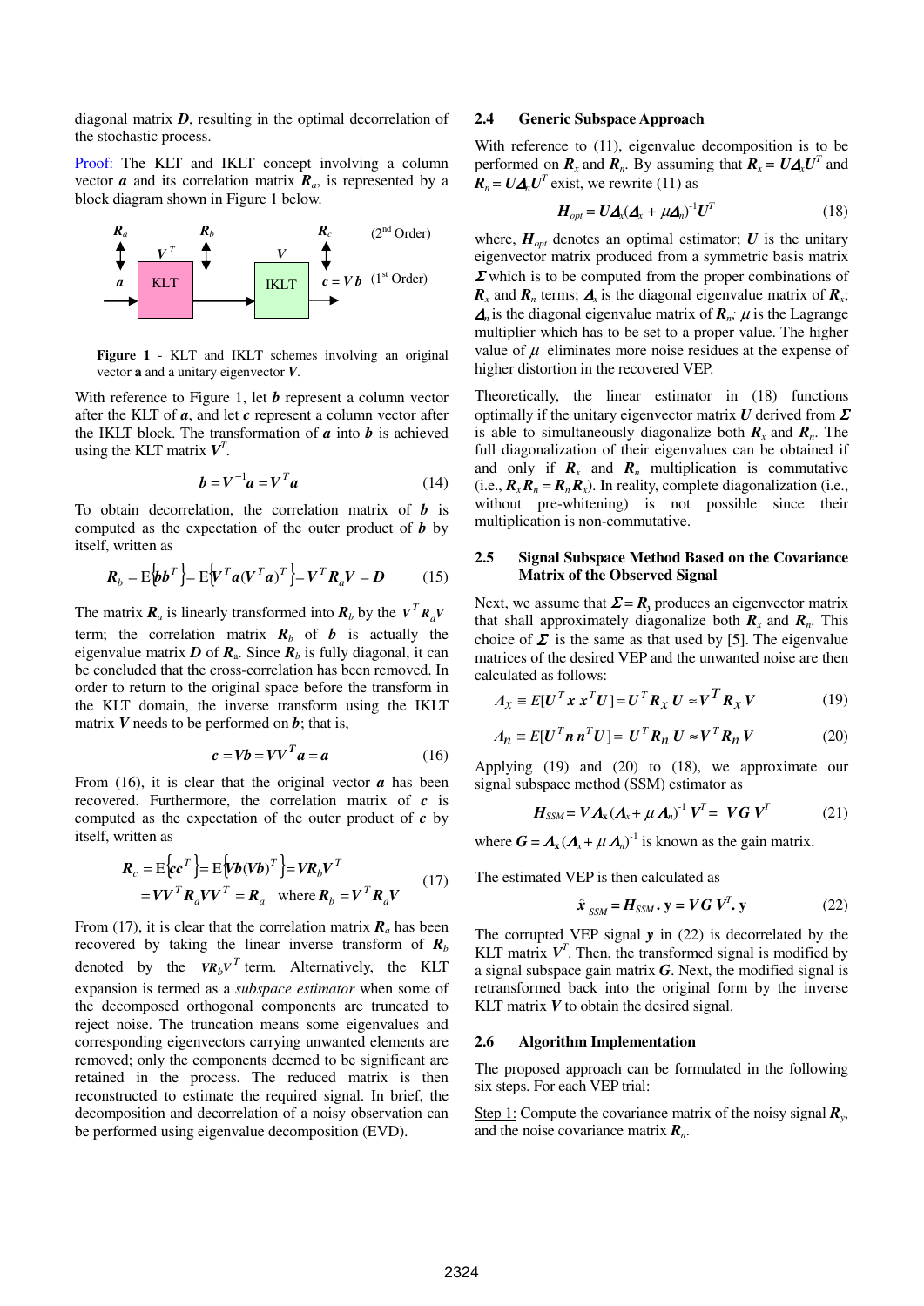diagonal matrix $\boldsymbol{D}$, resulting in the optimal decorrelation of the stochastic process.

Proof: The KLT and IKLT concept involving a column vector $\boldsymbol{a}$ and its correlation matrix $\boldsymbol{R}_a$, is represented by a block diagram shown in Figure 1 below.

**Figure 1** - KLT and IKLT schemes involving an original vector **a** and a unitary eigenvector *V*.

With reference to Figure 1, let $\boldsymbol{b}$ represent a column vector after the KLT of $\boldsymbol{a}$, and let $\boldsymbol{c}$ represent a column vector after the IKLT block. The transformation of $\boldsymbol{a}$ into $\boldsymbol{b}$ is achieved using the KLT matrix $\boldsymbol{V}^T$.

$$\boldsymbol{b} = \boldsymbol{V}^{-1}\boldsymbol{a} = \boldsymbol{V}^T\boldsymbol{a} \tag{14}$$

To obtain decorrelation, the correlation matrix of $\boldsymbol{b}$ is computed as the expectation of the outer product of $\boldsymbol{b}$ by itself, written as

$$\boldsymbol{R}_b = \mathrm{E}\{\boldsymbol{b}\boldsymbol{b}^T\} = \mathrm{E}\{\boldsymbol{V}^T\boldsymbol{a}(\boldsymbol{V}^T\boldsymbol{a})^T\} = \boldsymbol{V}^T\boldsymbol{R}_a\boldsymbol{V} = \boldsymbol{D} \tag{15}$$

The matrix $\boldsymbol{R}_a$ is linearly transformed into $\boldsymbol{R}_b$ by the $\boldsymbol{V}^T\boldsymbol{R}_a\boldsymbol{V}$ term; the correlation matrix $\boldsymbol{R}_b$ of $\boldsymbol{b}$ is actually the eigenvalue matrix $\boldsymbol{D}$ of $\boldsymbol{R}_a$. Since $\boldsymbol{R}_b$ is fully diagonal, it can be concluded that the cross-correlation has been removed. In order to return to the original space before the transform in the KLT domain, the inverse transform using the IKLT matrix $\boldsymbol{V}$ needs to be performed on $\boldsymbol{b}$; that is,

$$\boldsymbol{c} = \boldsymbol{V}\boldsymbol{b} = \boldsymbol{V}\boldsymbol{V}^T\boldsymbol{a} = \boldsymbol{a} \tag{16}$$

From (16), it is clear that the original vector $\boldsymbol{a}$ has been recovered. Furthermore, the correlation matrix of $\boldsymbol{c}$ is computed as the expectation of the outer product of $\boldsymbol{c}$ by itself, written as

$$\begin{aligned}\boldsymbol{R}_c &= \mathrm{E}\{\boldsymbol{c}\boldsymbol{c}^T\} = \mathrm{E}\{\boldsymbol{V}\boldsymbol{b}(\boldsymbol{V}\boldsymbol{b})^T\} = \boldsymbol{V}\boldsymbol{R}_b\boldsymbol{V}^T \\ &= \boldsymbol{V}\boldsymbol{V}^T\boldsymbol{R}_a\boldsymbol{V}\boldsymbol{V}^T = \boldsymbol{R}_a \quad \text{where } \boldsymbol{R}_b = \boldsymbol{V}^T\boldsymbol{R}_a\boldsymbol{V}\end{aligned} \tag{17}$$

From (17), it is clear that the correlation matrix $\boldsymbol{R}_a$ has been recovered by taking the linear inverse transform of $\boldsymbol{R}_b$ denoted by the $\boldsymbol{V}\boldsymbol{R}_b\boldsymbol{V}^T$ term. Alternatively, the KLT expansion is termed as a *subspace estimator* when some of the decomposed orthogonal components are truncated to reject noise. The truncation means some eigenvalues and corresponding eigenvectors carrying unwanted elements are removed; only the components deemed to be significant are retained in the process. The reduced matrix is then reconstructed to estimate the required signal. In brief, the decomposition and decorrelation of a noisy observation can be performed using eigenvalue decomposition (EVD).

### 2.4 Generic Subspace Approach

With reference to (11), eigenvalue decomposition is to be performed on $\boldsymbol{R}_x$ and $\boldsymbol{R}_n$. By assuming that $\boldsymbol{R}_x = \boldsymbol{U}\boldsymbol{\Delta}_x\boldsymbol{U}^T$ and $\boldsymbol{R}_n = \boldsymbol{U}\boldsymbol{\Delta}_n\boldsymbol{U}^T$ exist, we rewrite (11) as

$$\boldsymbol{H}_{opt} = \boldsymbol{U}\boldsymbol{\Delta}_x(\boldsymbol{\Delta}_x + \mu\boldsymbol{\Delta}_n)^{-1}\boldsymbol{U}^T \tag{18}$$

where, $\boldsymbol{H}_{opt}$ denotes an optimal estimator; $\boldsymbol{U}$ is the unitary eigenvector matrix produced from a symmetric basis matrix $\boldsymbol{\Sigma}$ which is to be computed from the proper combinations of $\boldsymbol{R}_x$ and $\boldsymbol{R}_n$ terms; $\boldsymbol{\Delta}_x$ is the diagonal eigenvalue matrix of $\boldsymbol{R}_x$; $\boldsymbol{\Delta}_n$ is the diagonal eigenvalue matrix of $\boldsymbol{R}_n$; $\mu$ is the Lagrange multiplier which has to be set to a proper value. The higher value of $\mu$ eliminates more noise residues at the expense of higher distortion in the recovered VEP.

Theoretically, the linear estimator in (18) functions optimally if the unitary eigenvector matrix $\boldsymbol{U}$ derived from $\boldsymbol{\Sigma}$ is able to simultaneously diagonalize both $\boldsymbol{R}_x$ and $\boldsymbol{R}_n$. The full diagonalization of their eigenvalues can be obtained if and only if $\boldsymbol{R}_x$ and $\boldsymbol{R}_n$ multiplication is commutative (i.e., $\boldsymbol{R}_x\boldsymbol{R}_n = \boldsymbol{R}_n\boldsymbol{R}_x$). In reality, complete diagonalization (i.e., without pre-whitening) is not possible since their multiplication is non-commutative.

### 2.5 Signal Subspace Method Based on the Covariance Matrix of the Observed Signal

Next, we assume that $\boldsymbol{\Sigma} = \boldsymbol{R}_y$ produces an eigenvector matrix that shall approximately diagonalize both $\boldsymbol{R}_x$ and $\boldsymbol{R}_n$. This choice of $\boldsymbol{\Sigma}$ is the same as that used by [5]. The eigenvalue matrices of the desired VEP and the unwanted noise are then calculated as follows:

$$\boldsymbol{\Lambda}_x \equiv E[\boldsymbol{U}^T\boldsymbol{x}\,\boldsymbol{x}^T\boldsymbol{U}] = \boldsymbol{U}^T\boldsymbol{R}_x\,\boldsymbol{U} \approx \boldsymbol{V}^T\boldsymbol{R}_x\,\boldsymbol{V} \tag{19}$$

$$\boldsymbol{\Lambda}_n \equiv E[\boldsymbol{U}^T\boldsymbol{n}\,\boldsymbol{n}^T\boldsymbol{U}] = \boldsymbol{U}^T\boldsymbol{R}_n\,\boldsymbol{U} \approx \boldsymbol{V}^T\boldsymbol{R}_n\,\boldsymbol{V} \tag{20}$$

Applying (19) and (20) to (18), we approximate our signal subspace method (SSM) estimator as

$$\boldsymbol{H}_{SSM} = \boldsymbol{V}\boldsymbol{\Lambda}_x(\boldsymbol{\Lambda}_x + \mu\,\boldsymbol{\Lambda}_n)^{-1}\,\boldsymbol{V}^T = \boldsymbol{V}\boldsymbol{G}\,\boldsymbol{V}^T \tag{21}$$

where $\boldsymbol{G} = \boldsymbol{\Lambda}_x(\boldsymbol{\Lambda}_x + \mu\,\boldsymbol{\Lambda}_n)^{-1}$ is known as the gain matrix.

The estimated VEP is then calculated as

$$\hat{x}_{SSM} = \boldsymbol{H}_{SSM}\,.\,\mathbf{y} = \boldsymbol{V}\boldsymbol{G}\,\boldsymbol{V}^T.\,\mathbf{y} \tag{22}$$

The corrupted VEP signal $\boldsymbol{y}$ in (22) is decorrelated by the KLT matrix $\boldsymbol{V}^T$. Then, the transformed signal is modified by a signal subspace gain matrix $\boldsymbol{G}$. Next, the modified signal is retransformed back into the original form by the inverse KLT matrix $\boldsymbol{V}$ to obtain the desired signal.

### 2.6 Algorithm Implementation

The proposed approach can be formulated in the following six steps. For each VEP trial:

Step 1: Compute the covariance matrix of the noisy signal $\boldsymbol{R}_y$, and the noise covariance matrix $\boldsymbol{R}_n$.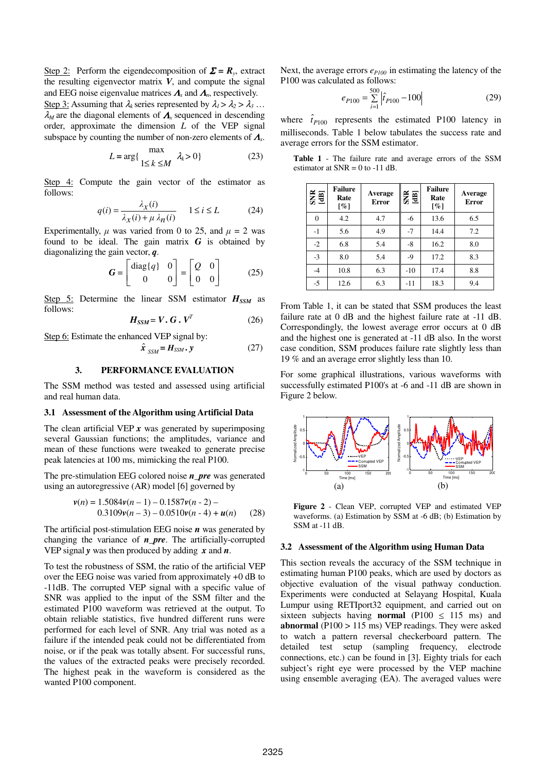Step 2: Perform the eigendecomposition of $\boldsymbol{\Sigma} = \boldsymbol{R}_y$, extract the resulting eigenvector matrix $\boldsymbol{V}$, and compute the signal and EEG noise eigenvalue matrices $\boldsymbol{\Lambda}_x$ and $\boldsymbol{\Lambda}_n$, respectively.

Step 3: Assuming that $\lambda_k$ series represented by $\lambda_1 > \lambda_2 > \lambda_3 \ldots \lambda_M$ are the diagonal elements of $\boldsymbol{\Lambda}_x$ sequenced in descending order, approximate the dimension $L$ of the VEP signal subspace by counting the number of non-zero elements of $\boldsymbol{\Lambda}_x$.

$$L = \arg\{ \max_{1 \le k \le M} \lambda_k > 0 \} \tag{23}$$

Step 4: Compute the gain vector of the estimator as follows:

$$q(i) = \frac{\lambda_X(i)}{\lambda_X(i) + \mu\, \lambda_n(i)} \qquad 1 \le i \le L \tag{24}$$

Experimentally, $\mu$ was varied from 0 to 25, and $\mu = 2$ was found to be ideal. The gain matrix $\boldsymbol{G}$ is obtained by diagonalizing the gain vector, $\boldsymbol{q}$.

$$\boldsymbol{G} = \begin{bmatrix} \text{diag}\{q\} & 0 \\ 0 & 0 \end{bmatrix} = \begin{bmatrix} Q & 0 \\ 0 & 0 \end{bmatrix} \tag{25}$$

Step 5: Determine the linear SSM estimator $\boldsymbol{H}_{SSM}$ as follows:

$$\boldsymbol{H}_{SSM} = \boldsymbol{V} \,.\, \boldsymbol{G} \,.\, \boldsymbol{V}^T \tag{26}$$

Step 6: Estimate the enhanced VEP signal by:

$$\hat{\boldsymbol{x}}_{SSM} = \boldsymbol{H}_{SSM} \,.\, \boldsymbol{y} \tag{27}$$

## 3. PERFORMANCE EVALUATION

The SSM method was tested and assessed using artificial and real human data.

### 3.1 Assessment of the Algorithm using Artificial Data

The clean artificial VEP $\boldsymbol{x}$ was generated by superimposing several Gaussian functions; the amplitudes, variance and mean of these functions were tweaked to generate precise peak latencies at 100 ms, mimicking the real P100.

The pre-stimulation EEG colored noise $\boldsymbol{n\_pre}$ was generated using an autoregressive (AR) model [6] governed by

$$\begin{aligned} \boldsymbol{v}(n) = {} & 1.5084\boldsymbol{v}(n-1) - 0.1587\boldsymbol{v}(n-2) - \\ & 0.3109\boldsymbol{v}(n-3) - 0.0510\boldsymbol{v}(n-4) + \boldsymbol{u}(n) \end{aligned} \tag{28}$$

The artificial post-stimulation EEG noise $\boldsymbol{n}$ was generated by changing the variance of $\boldsymbol{n\_pre}$. The artificially-corrupted VEP signal $\boldsymbol{y}$ was then produced by adding $\boldsymbol{x}$ and $\boldsymbol{n}$.

To test the robustness of SSM, the ratio of the artificial VEP over the EEG noise was varied from approximately +0 dB to -11dB. The corrupted VEP signal with a specific value of SNR was applied to the input of the SSM filter and the estimated P100 waveform was retrieved at the output. To obtain reliable statistics, five hundred different runs were performed for each level of SNR. Any trial was noted as a failure if the intended peak could not be differentiated from noise, or if the peak was totally absent. For successful runs, the values of the extracted peaks were precisely recorded. The highest peak in the waveform is considered as the wanted P100 component.

Next, the average errors $e_{P100}$ in estimating the latency of the P100 was calculated as follows:

$$e_{P100} = \sum_{i=1}^{500} \left| \hat{t}_{P100} - 100 \right| \tag{29}$$

where $\hat{t}_{P100}$ represents the estimated P100 latency in milliseconds. Table 1 below tabulates the success rate and average errors for the SSM estimator.

**Table 1** - The failure rate and average errors of the SSM estimator at SNR = 0 to -11 dB.

| SNR [dB] | Failure Rate [%] | Average Error | SNR [dB] | Failure Rate [%] | Average Error |
|---|---|---|---|---|---|
| 0 | 4.2 | 4.7 | -6 | 13.6 | 6.5 |
| -1 | 5.6 | 4.9 | -7 | 14.4 | 7.2 |
| -2 | 6.8 | 5.4 | -8 | 16.2 | 8.0 |
| -3 | 8.0 | 5.4 | -9 | 17.2 | 8.3 |
| -4 | 10.8 | 6.3 | -10 | 17.4 | 8.8 |
| -5 | 12.6 | 6.3 | -11 | 18.3 | 9.4 |

From Table 1, it can be stated that SSM produces the least failure rate at 0 dB and the highest failure rate at -11 dB. Correspondingly, the lowest average error occurs at 0 dB and the highest one is generated at -11 dB also. In the worst case condition, SSM produces failure rate slightly less than 19 % and an average error slightly less than 10.

For some graphical illustrations, various waveforms with successfully estimated P100's at -6 and -11 dB are shown in Figure 2 below.

**Figure 2** - Clean VEP, corrupted VEP and estimated VEP waveforms. (a) Estimation by SSM at -6 dB; (b) Estimation by SSM at -11 dB.

### 3.2 Assessment of the Algorithm using Human Data

This section reveals the accuracy of the SSM technique in estimating human P100 peaks, which are used by doctors as objective evaluation of the visual pathway conduction. Experiments were conducted at Selayang Hospital, Kuala Lumpur using RETIport32 equipment, and carried out on sixteen subjects having **normal** (P100 $\le$ 115 ms) and **abnormal** (P100 > 115 ms) VEP readings. They were asked to watch a pattern reversal checkerboard pattern. The detailed test setup (sampling frequency, electrode connections, etc.) can be found in [3]. Eighty trials for each subject's right eye were processed by the VEP machine using ensemble averaging (EA). The averaged values were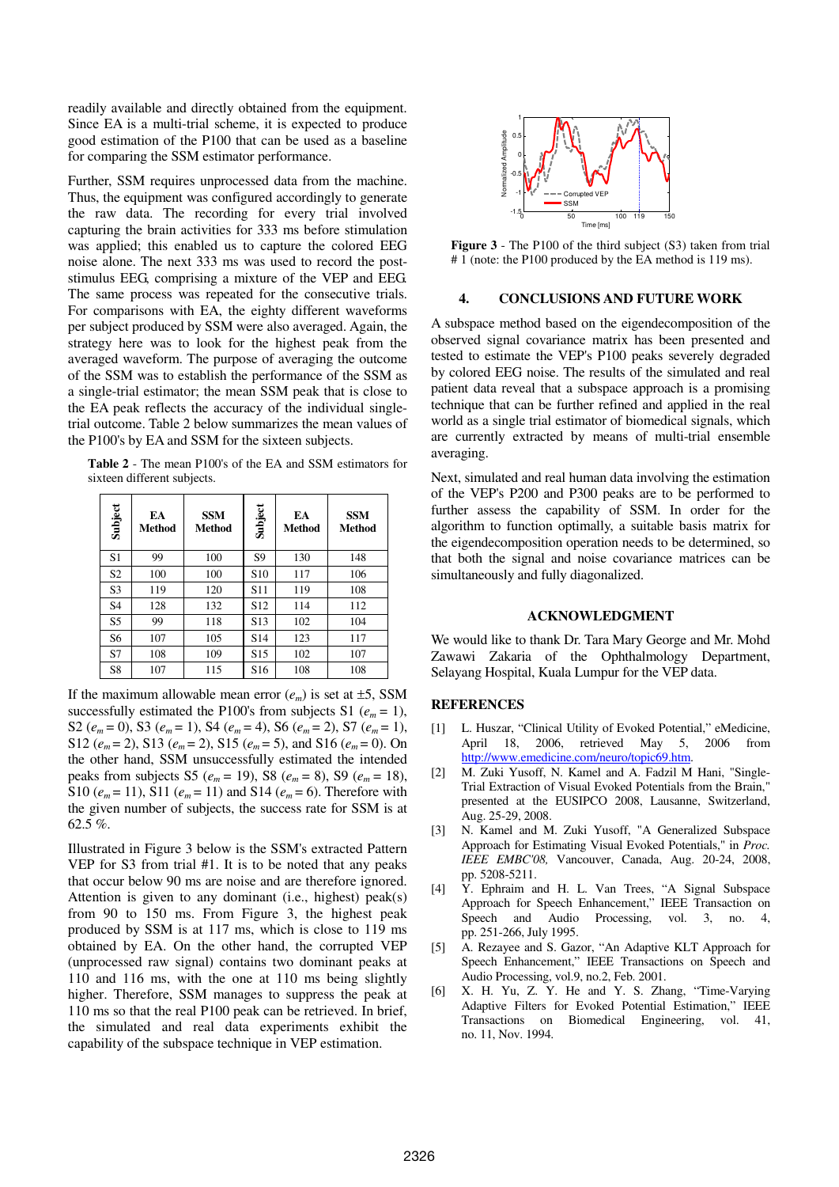readily available and directly obtained from the equipment. Since EA is a multi-trial scheme, it is expected to produce good estimation of the P100 that can be used as a baseline for comparing the SSM estimator performance.

Further, SSM requires unprocessed data from the machine. Thus, the equipment was configured accordingly to generate the raw data. The recording for every trial involved capturing the brain activities for 333 ms before stimulation was applied; this enabled us to capture the colored EEG noise alone. The next 333 ms was used to record the post-stimulus EEG, comprising a mixture of the VEP and EEG. The same process was repeated for the consecutive trials. For comparisons with EA, the eighty different waveforms per subject produced by SSM were also averaged. Again, the strategy here was to look for the highest peak from the averaged waveform. The purpose of averaging the outcome of the SSM was to establish the performance of the SSM as a single-trial estimator; the mean SSM peak that is close to the EA peak reflects the accuracy of the individual single-trial outcome. Table 2 below summarizes the mean values of the P100's by EA and SSM for the sixteen subjects.

**Table 2** - The mean P100's of the EA and SSM estimators for sixteen different subjects.

| Subject | EA Method | SSM Method | Subject | EA Method | SSM Method |
|---|---|---|---|---|---|
| S1 | 99 | 100 | S9 | 130 | 148 |
| S2 | 100 | 100 | S10 | 117 | 106 |
| S3 | 119 | 120 | S11 | 119 | 108 |
| S4 | 128 | 132 | S12 | 114 | 112 |
| S5 | 99 | 118 | S13 | 102 | 104 |
| S6 | 107 | 105 | S14 | 123 | 117 |
| S7 | 108 | 109 | S15 | 102 | 107 |
| S8 | 107 | 115 | S16 | 108 | 108 |

If the maximum allowable mean error ($e_m$) is set at ±5, SSM successfully estimated the P100's from subjects S1 ($e_m = 1$), S2 ($e_m = 0$), S3 ($e_m = 1$), S4 ($e_m = 4$), S6 ($e_m = 2$), S7 ($e_m = 1$), S12 ($e_m = 2$), S13 ($e_m = 2$), S15 ($e_m = 5$), and S16 ($e_m = 0$). On the other hand, SSM unsuccessfully estimated the intended peaks from subjects S5 ($e_m = 19$), S8 ($e_m = 8$), S9 ($e_m = 18$), S10 ($e_m = 11$), S11 ($e_m = 11$) and S14 ($e_m = 6$). Therefore with the given number of subjects, the success rate for SSM is at 62.5 %.

Illustrated in Figure 3 below is the SSM's extracted Pattern VEP for S3 from trial #1. It is to be noted that any peaks that occur below 90 ms are noise and are therefore ignored. Attention is given to any dominant (i.e., highest) peak(s) from 90 to 150 ms. From Figure 3, the highest peak produced by SSM is at 117 ms, which is close to 119 ms obtained by EA. On the other hand, the corrupted VEP (unprocessed raw signal) contains two dominant peaks at 110 and 116 ms, with the one at 110 ms being slightly higher. Therefore, SSM manages to suppress the peak at 110 ms so that the real P100 peak can be retrieved. In brief, the simulated and real data experiments exhibit the capability of the subspace technique in VEP estimation.

Normalized Amplitude
1
0.5
0
-0.5
-1
-1.5
0
50
100
119
150
Time [ms]
Corrupted VEP
SSM

**Figure 3** - The P100 of the third subject (S3) taken from trial # 1 (note: the P100 produced by the EA method is 119 ms).

## 4. CONCLUSIONS AND FUTURE WORK

A subspace method based on the eigendecomposition of the observed signal covariance matrix has been presented and tested to estimate the VEP's P100 peaks severely degraded by colored EEG noise. The results of the simulated and real patient data reveal that a subspace approach is a promising technique that can be further refined and applied in the real world as a single trial estimator of biomedical signals, which are currently extracted by means of multi-trial ensemble averaging.

Next, simulated and real human data involving the estimation of the VEP's P200 and P300 peaks are to be performed to further assess the capability of SSM. In order for the algorithm to function optimally, a suitable basis matrix for the eigendecomposition operation needs to be determined, so that both the signal and noise covariance matrices can be simultaneously and fully diagonalized.

## ACKNOWLEDGMENT

We would like to thank Dr. Tara Mary George and Mr. Mohd Zawawi Zakaria of the Ophthalmology Department, Selayang Hospital, Kuala Lumpur for the VEP data.

## REFERENCES

[1] L. Huszar, "Clinical Utility of Evoked Potential," eMedicine, April 18, 2006, retrieved May 5, 2006 from http://www.emedicine.com/neuro/topic69.htm.

[2] M. Zuki Yusoff, N. Kamel and A. Fadzil M Hani, "Single-Trial Extraction of Visual Evoked Potentials from the Brain," presented at the EUSIPCO 2008, Lausanne, Switzerland, Aug. 25-29, 2008.

[3] N. Kamel and M. Zuki Yusoff, "A Generalized Subspace Approach for Estimating Visual Evoked Potentials," in *Proc. IEEE EMBC'08,* Vancouver, Canada, Aug. 20-24, 2008, pp. 5208-5211.

[4] Y. Ephraim and H. L. Van Trees, "A Signal Subspace Approach for Speech Enhancement," IEEE Transaction on Speech and Audio Processing, vol. 3, no. 4, pp. 251-266, July 1995.

[5] A. Rezayee and S. Gazor, "An Adaptive KLT Approach for Speech Enhancement," IEEE Transactions on Speech and Audio Processing, vol.9, no.2, Feb. 2001.

[6] X. H. Yu, Z. Y. He and Y. S. Zhang, "Time-Varying Adaptive Filters for Evoked Potential Estimation," IEEE Transactions on Biomedical Engineering, vol. 41, no. 11, Nov. 1994.